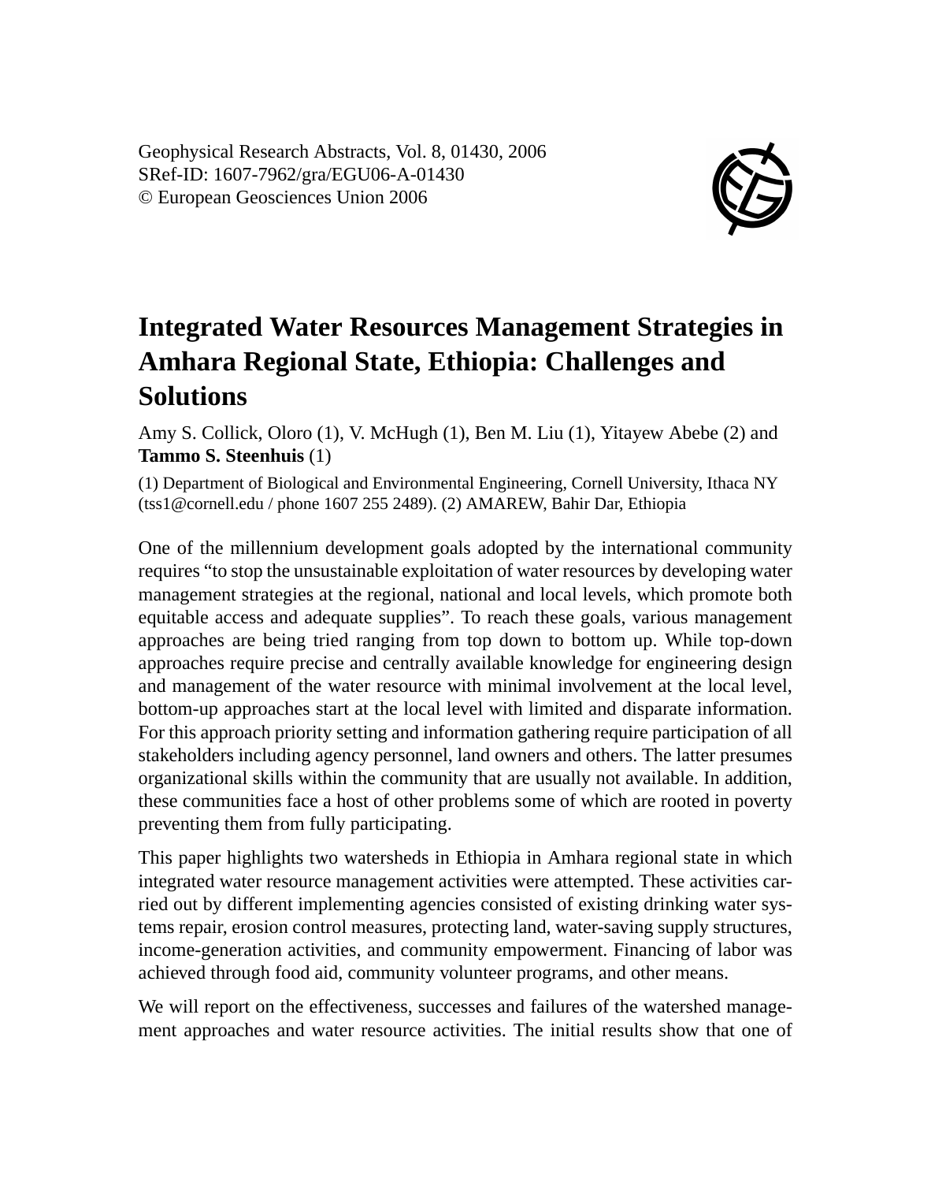Geophysical Research Abstracts, Vol. 8, 01430, 2006
SRef-ID: 1607-7962/gra/EGU06-A-01430
© European Geosciences Union 2006

# Integrated Water Resources Management Strategies in Amhara Regional State, Ethiopia: Challenges and Solutions

Amy S. Collick, Oloro (1), V. McHugh (1), Ben M. Liu (1), Yitayew Abebe (2) and **Tammo S. Steenhuis** (1)

(1) Department of Biological and Environmental Engineering, Cornell University, Ithaca NY (tss1@cornell.edu / phone 1607 255 2489). (2) AMAREW, Bahir Dar, Ethiopia

One of the millennium development goals adopted by the international community requires "to stop the unsustainable exploitation of water resources by developing water management strategies at the regional, national and local levels, which promote both equitable access and adequate supplies". To reach these goals, various management approaches are being tried ranging from top down to bottom up. While top-down approaches require precise and centrally available knowledge for engineering design and management of the water resource with minimal involvement at the local level, bottom-up approaches start at the local level with limited and disparate information. For this approach priority setting and information gathering require participation of all stakeholders including agency personnel, land owners and others. The latter presumes organizational skills within the community that are usually not available. In addition, these communities face a host of other problems some of which are rooted in poverty preventing them from fully participating.

This paper highlights two watersheds in Ethiopia in Amhara regional state in which integrated water resource management activities were attempted. These activities carried out by different implementing agencies consisted of existing drinking water systems repair, erosion control measures, protecting land, water-saving supply structures, income-generation activities, and community empowerment. Financing of labor was achieved through food aid, community volunteer programs, and other means.

We will report on the effectiveness, successes and failures of the watershed management approaches and water resource activities. The initial results show that one of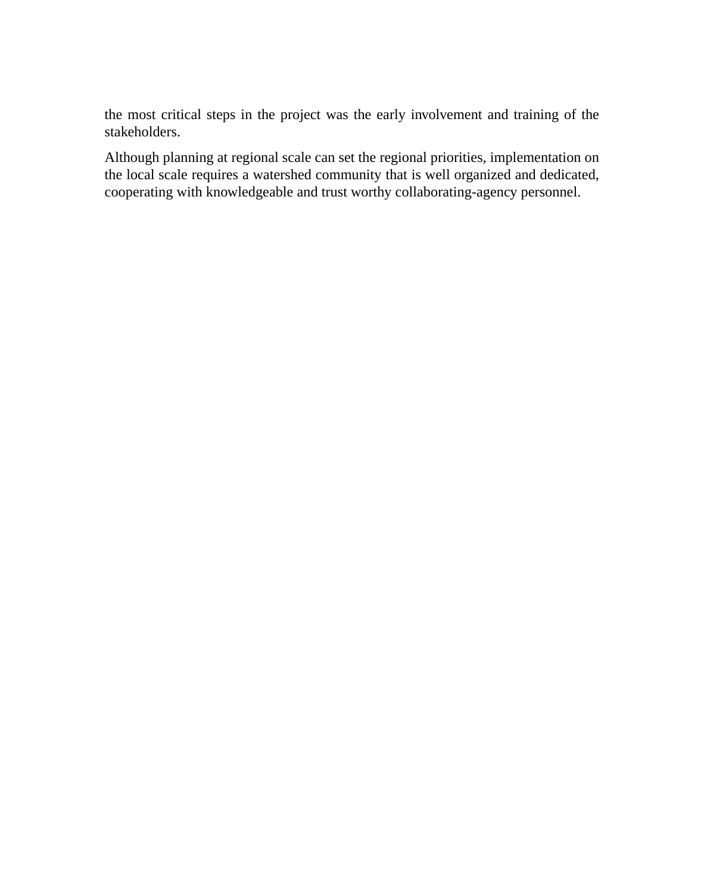the most critical steps in the project was the early involvement and training of the stakeholders.

Although planning at regional scale can set the regional priorities, implementation on the local scale requires a watershed community that is well organized and dedicated, cooperating with knowledgeable and trust worthy collaborating-agency personnel.